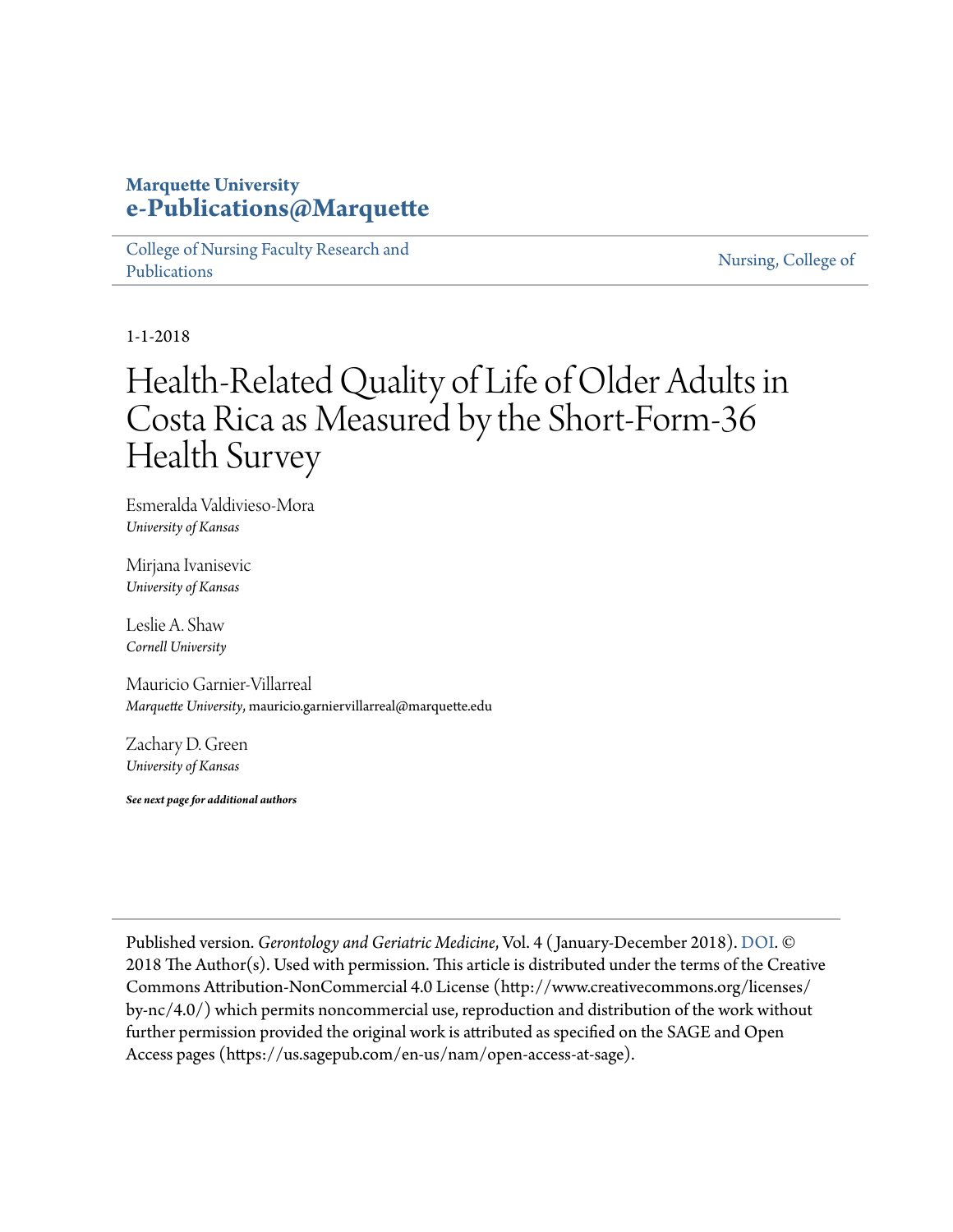**Marquette University**
**e-Publications@Marquette**

College of Nursing Faculty Research and Publications | Nursing, College of

1-1-2018

# Health-Related Quality of Life of Older Adults in Costa Rica as Measured by the Short-Form-36 Health Survey

Esmeralda Valdivieso-Mora
*University of Kansas*

Mirjana Ivanisevic
*University of Kansas*

Leslie A. Shaw
*Cornell University*

Mauricio Garnier-Villarreal
*Marquette University*, mauricio.garniervillarreal@marquette.edu

Zachary D. Green
*University of Kansas*

***See next page for additional authors***

---

Published version. *Gerontology and Geriatric Medicine*, Vol. 4 (January-December 2018). DOI. © 2018 The Author(s). Used with permission. This article is distributed under the terms of the Creative Commons Attribution-NonCommercial 4.0 License (http://www.creativecommons.org/licenses/by-nc/4.0/) which permits noncommercial use, reproduction and distribution of the work without further permission provided the original work is attributed as specified on the SAGE and Open Access pages (https://us.sagepub.com/en-us/nam/open-access-at-sage).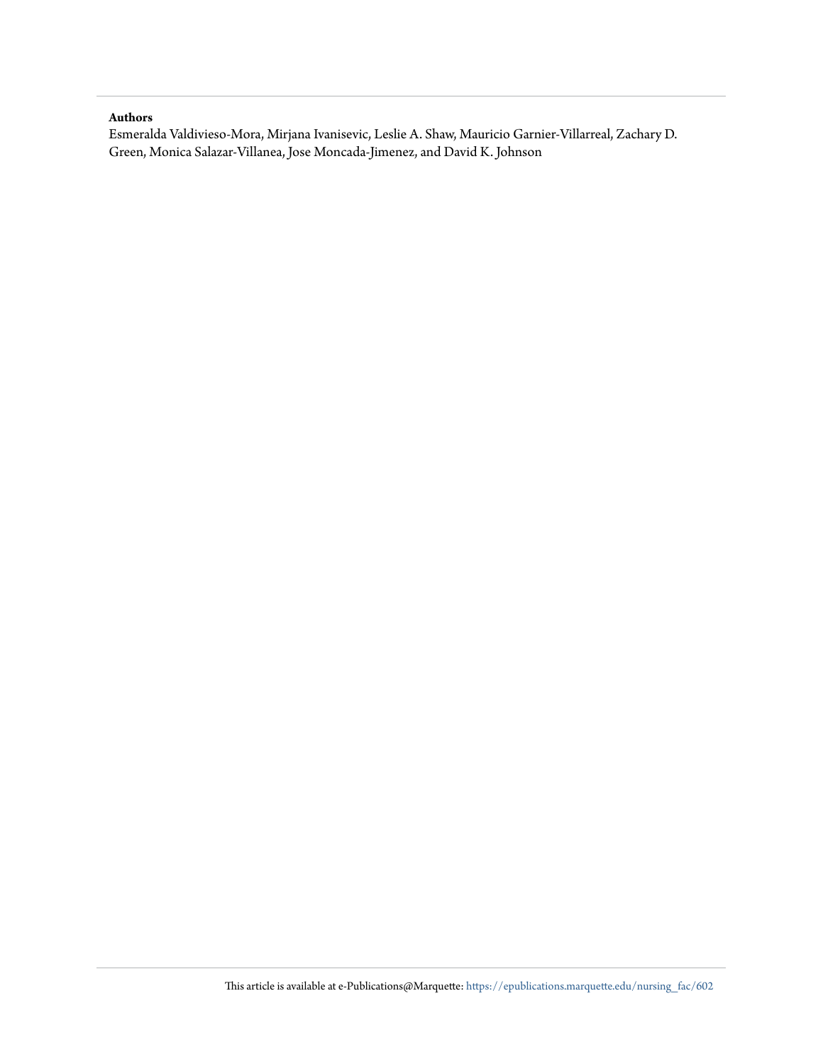**Authors**

Esmeralda Valdivieso-Mora, Mirjana Ivanisevic, Leslie A. Shaw, Mauricio Garnier-Villarreal, Zachary D. Green, Monica Salazar-Villanea, Jose Moncada-Jimenez, and David K. Johnson

This article is available at e-Publications@Marquette: https://epublications.marquette.edu/nursing_fac/602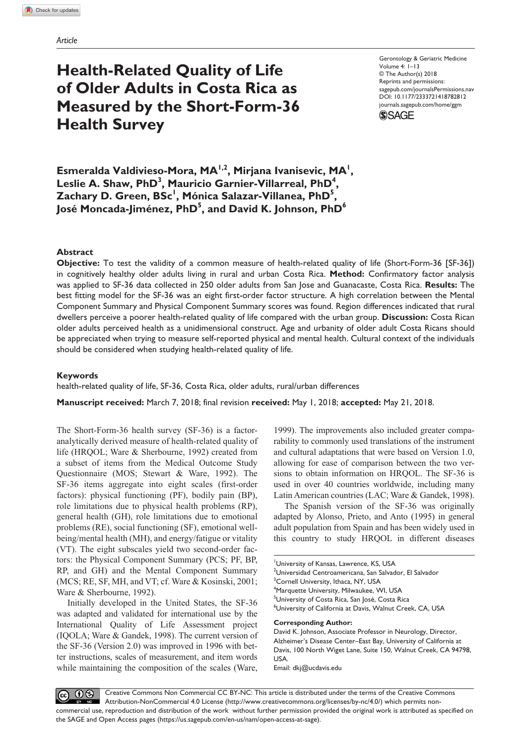*Article*

# Health-Related Quality of Life of Older Adults in Costa Rica as Measured by the Short-Form-36 Health Survey

Esmeralda Valdivieso-Mora, MA[1,2], Mirjana Ivanisevic, MA[1], Leslie A. Shaw, PhD[3], Mauricio Garnier-Villarreal, PhD[4], Zachary D. Green, BSc[1], Mónica Salazar-Villanea, PhD[5], José Moncada-Jiménez, PhD[5], and David K. Johnson, PhD[6]

Gerontology & Geriatric Medicine
Volume 4: 1–13
© The Author(s) 2018
Reprints and permissions: sagepub.com/journalsPermissions.nav
DOI: 10.1177/2333721418782812
journals.sagepub.com/home/ggm

## Abstract

**Objective:** To test the validity of a common measure of health-related quality of life (Short-Form-36 [SF-36]) in cognitively healthy older adults living in rural and urban Costa Rica. **Method:** Confirmatory factor analysis was applied to SF-36 data collected in 250 older adults from San Jose and Guanacaste, Costa Rica. **Results:** The best fitting model for the SF-36 was an eight first-order factor structure. A high correlation between the Mental Component Summary and Physical Component Summary scores was found. Region differences indicated that rural dwellers perceive a poorer health-related quality of life compared with the urban group. **Discussion:** Costa Rican older adults perceived health as a unidimensional construct. Age and urbanity of older adult Costa Ricans should be appreciated when trying to measure self-reported physical and mental health. Cultural context of the individuals should be considered when studying health-related quality of life.

## Keywords

health-related quality of life, SF-36, Costa Rica, older adults, rural/urban differences

**Manuscript received:** March 7, 2018; final revision **received:** May 1, 2018; **accepted:** May 21, 2018.

The Short-Form-36 health survey (SF-36) is a factor-analytically derived measure of health-related quality of life (HRQOL; Ware & Sherbourne, 1992) created from a subset of items from the Medical Outcome Study Questionnaire (MOS; Stewart & Ware, 1992). The SF-36 items aggregate into eight scales (first-order factors): physical functioning (PF), bodily pain (BP), role limitations due to physical health problems (RP), general health (GH), role limitations due to emotional problems (RE), social functioning (SF), emotional well-being/mental health (MH), and energy/fatigue or vitality (VT). The eight subscales yield two second-order factors: the Physical Component Summary (PCS; PF, BP, RP, and GH) and the Mental Component Summary (MCS; RE, SF, MH, and VT; cf. Ware & Kosinski, 2001; Ware & Sherbourne, 1992).

Initially developed in the United States, the SF-36 was adapted and validated for international use by the International Quality of Life Assessment project (IQOLA; Ware & Gandek, 1998). The current version of the SF-36 (Version 2.0) was improved in 1996 with better instructions, scales of measurement, and item words while maintaining the composition of the scales (Ware, 1999). The improvements also included greater comparability to commonly used translations of the instrument and cultural adaptations that were based on Version 1.0, allowing for ease of comparison between the two versions to obtain information on HRQOL. The SF-36 is used in over 40 countries worldwide, including many Latin American countries (LAC; Ware & Gandek, 1998).

The Spanish version of the SF-36 was originally adapted by Alonso, Prieto, and Anto (1995) in general adult population from Spain and has been widely used in this country to study HRQOL in different diseases

[1]University of Kansas, Lawrence, KS, USA
[2]Universidad Centroamericana, San Salvador, El Salvador
[3]Cornell University, Ithaca, NY, USA
[4]Marquette University, Milwaukee, WI, USA
[5]University of Costa Rica, San José, Costa Rica
[6]University of California at Davis, Walnut Creek, CA, USA

**Corresponding Author:**
David K. Johnson, Associate Professor in Neurology, Director, Alzheimer's Disease Center–East Bay, University of California at Davis, 100 North Wiget Lane, Suite 150, Walnut Creek, CA 94798, USA.
Email: dkj@ucdavis.edu

Creative Commons Non Commercial CC BY-NC: This article is distributed under the terms of the Creative Commons Attribution-NonCommercial 4.0 License (http://www.creativecommons.org/licenses/by-nc/4.0/) which permits non-commercial use, reproduction and distribution of the work without further permission provided the original work is attributed as specified on the SAGE and Open Access pages (https://us.sagepub.com/en-us/nam/open-access-at-sage).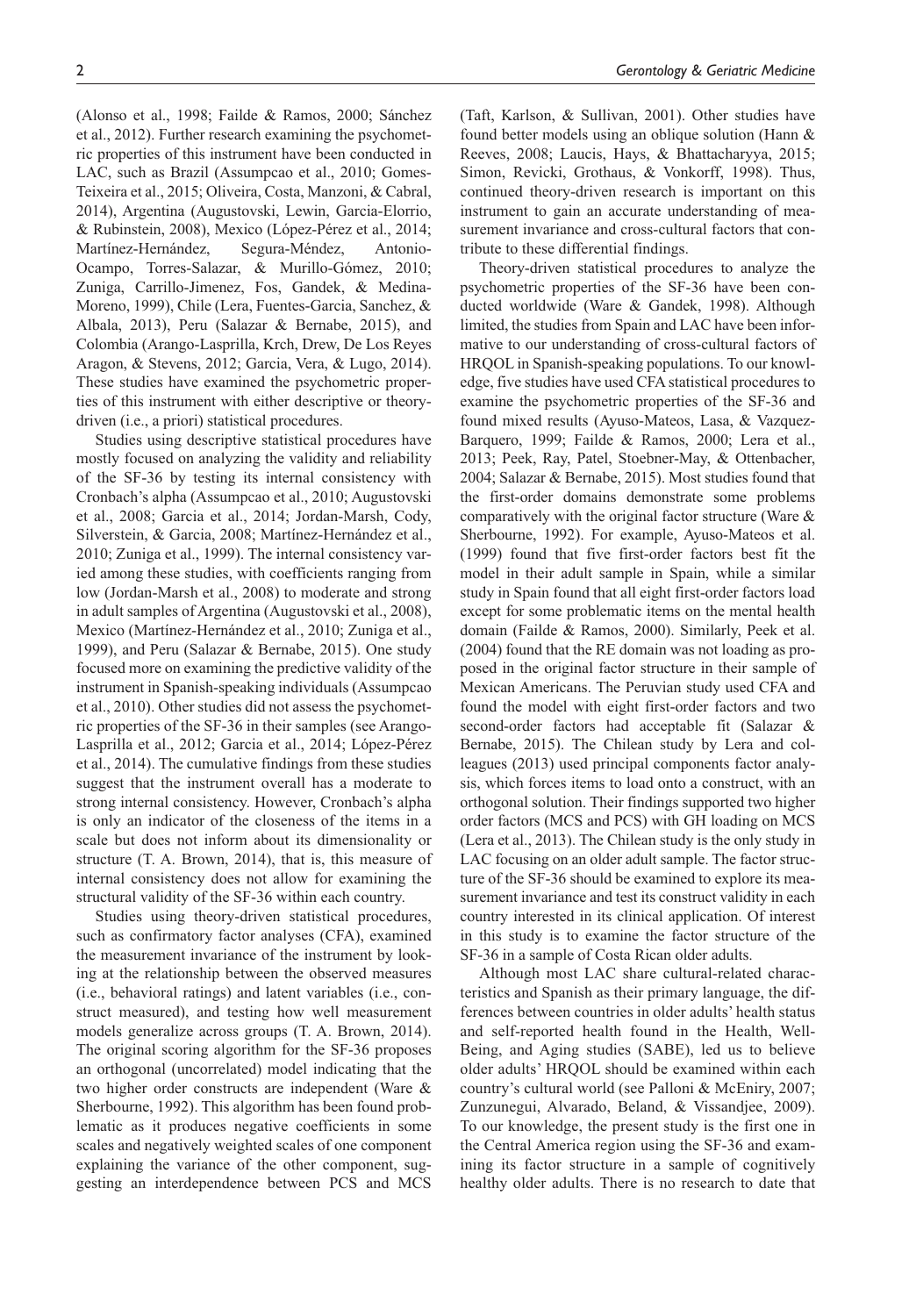(Alonso et al., 1998; Failde & Ramos, 2000; Sánchez et al., 2012). Further research examining the psychometric properties of this instrument have been conducted in LAC, such as Brazil (Assumpcao et al., 2010; Gomes-Teixeira et al., 2015; Oliveira, Costa, Manzoni, & Cabral, 2014), Argentina (Augustovski, Lewin, Garcia-Elorrio, & Rubinstein, 2008), Mexico (López-Pérez et al., 2014; Martínez-Hernández, Segura-Méndez, Antonio-Ocampo, Torres-Salazar, & Murillo-Gómez, 2010; Zuniga, Carrillo-Jimenez, Fos, Gandek, & Medina-Moreno, 1999), Chile (Lera, Fuentes-Garcia, Sanchez, & Albala, 2013), Peru (Salazar & Bernabe, 2015), and Colombia (Arango-Lasprilla, Krch, Drew, De Los Reyes Aragon, & Stevens, 2012; Garcia, Vera, & Lugo, 2014). These studies have examined the psychometric properties of this instrument with either descriptive or theory-driven (i.e., a priori) statistical procedures.

Studies using descriptive statistical procedures have mostly focused on analyzing the validity and reliability of the SF-36 by testing its internal consistency with Cronbach's alpha (Assumpcao et al., 2010; Augustovski et al., 2008; Garcia et al., 2014; Jordan-Marsh, Cody, Silverstein, & Garcia, 2008; Martínez-Hernández et al., 2010; Zuniga et al., 1999). The internal consistency varied among these studies, with coefficients ranging from low (Jordan-Marsh et al., 2008) to moderate and strong in adult samples of Argentina (Augustovski et al., 2008), Mexico (Martínez-Hernández et al., 2010; Zuniga et al., 1999), and Peru (Salazar & Bernabe, 2015). One study focused more on examining the predictive validity of the instrument in Spanish-speaking individuals (Assumpcao et al., 2010). Other studies did not assess the psychometric properties of the SF-36 in their samples (see Arango-Lasprilla et al., 2012; Garcia et al., 2014; López-Pérez et al., 2014). The cumulative findings from these studies suggest that the instrument overall has a moderate to strong internal consistency. However, Cronbach's alpha is only an indicator of the closeness of the items in a scale but does not inform about its dimensionality or structure (T. A. Brown, 2014), that is, this measure of internal consistency does not allow for examining the structural validity of the SF-36 within each country.

Studies using theory-driven statistical procedures, such as confirmatory factor analyses (CFA), examined the measurement invariance of the instrument by looking at the relationship between the observed measures (i.e., behavioral ratings) and latent variables (i.e., construct measured), and testing how well measurement models generalize across groups (T. A. Brown, 2014). The original scoring algorithm for the SF-36 proposes an orthogonal (uncorrelated) model indicating that the two higher order constructs are independent (Ware & Sherbourne, 1992). This algorithm has been found problematic as it produces negative coefficients in some scales and negatively weighted scales of one component explaining the variance of the other component, suggesting an interdependence between PCS and MCS (Taft, Karlson, & Sullivan, 2001). Other studies have found better models using an oblique solution (Hann & Reeves, 2008; Laucis, Hays, & Bhattacharyya, 2015; Simon, Revicki, Grothaus, & Vonkorff, 1998). Thus, continued theory-driven research is important on this instrument to gain an accurate understanding of measurement invariance and cross-cultural factors that contribute to these differential findings.

Theory-driven statistical procedures to analyze the psychometric properties of the SF-36 have been conducted worldwide (Ware & Gandek, 1998). Although limited, the studies from Spain and LAC have been informative to our understanding of cross-cultural factors of HRQOL in Spanish-speaking populations. To our knowledge, five studies have used CFA statistical procedures to examine the psychometric properties of the SF-36 and found mixed results (Ayuso-Mateos, Lasa, & Vazquez-Barquero, 1999; Failde & Ramos, 2000; Lera et al., 2013; Peek, Ray, Patel, Stoebner-May, & Ottenbacher, 2004; Salazar & Bernabe, 2015). Most studies found that the first-order domains demonstrate some problems comparatively with the original factor structure (Ware & Sherbourne, 1992). For example, Ayuso-Mateos et al. (1999) found that five first-order factors best fit the model in their adult sample in Spain, while a similar study in Spain found that all eight first-order factors load except for some problematic items on the mental health domain (Failde & Ramos, 2000). Similarly, Peek et al. (2004) found that the RE domain was not loading as proposed in the original factor structure in their sample of Mexican Americans. The Peruvian study used CFA and found the model with eight first-order factors and two second-order factors had acceptable fit (Salazar & Bernabe, 2015). The Chilean study by Lera and colleagues (2013) used principal components factor analysis, which forces items to load onto a construct, with an orthogonal solution. Their findings supported two higher order factors (MCS and PCS) with GH loading on MCS (Lera et al., 2013). The Chilean study is the only study in LAC focusing on an older adult sample. The factor structure of the SF-36 should be examined to explore its measurement invariance and test its construct validity in each country interested in its clinical application. Of interest in this study is to examine the factor structure of the SF-36 in a sample of Costa Rican older adults.

Although most LAC share cultural-related characteristics and Spanish as their primary language, the differences between countries in older adults' health status and self-reported health found in the Health, Well-Being, and Aging studies (SABE), led us to believe older adults' HRQOL should be examined within each country's cultural world (see Palloni & McEniry, 2007; Zunzunegui, Alvarado, Beland, & Vissandjee, 2009). To our knowledge, the present study is the first one in the Central America region using the SF-36 and examining its factor structure in a sample of cognitively healthy older adults. There is no research to date that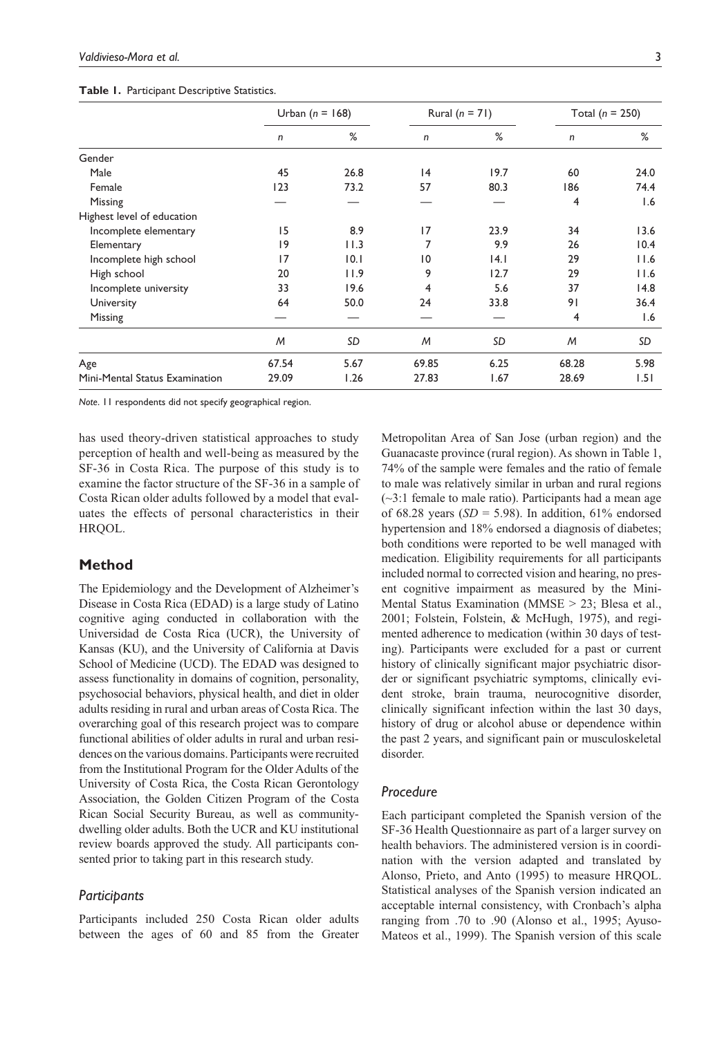**Table 1.** Participant Descriptive Statistics.

| | Urban ($n$ = 168) | | Rural ($n$ = 71) | | Total ($n$ = 250) | |
|---|---|---|---|---|---|---|
| | $n$ | % | $n$ | % | $n$ | % |
| Gender | | | | | | |
| Male | 45 | 26.8 | 14 | 19.7 | 60 | 24.0 |
| Female | 123 | 73.2 | 57 | 80.3 | 186 | 74.4 |
| Missing | — | — | — | — | 4 | 1.6 |
| Highest level of education | | | | | | |
| Incomplete elementary | 15 | 8.9 | 17 | 23.9 | 34 | 13.6 |
| Elementary | 19 | 11.3 | 7 | 9.9 | 26 | 10.4 |
| Incomplete high school | 17 | 10.1 | 10 | 14.1 | 29 | 11.6 |
| High school | 20 | 11.9 | 9 | 12.7 | 29 | 11.6 |
| Incomplete university | 33 | 19.6 | 4 | 5.6 | 37 | 14.8 |
| University | 64 | 50.0 | 24 | 33.8 | 91 | 36.4 |
| Missing | — | — | — | — | 4 | 1.6 |
| | $M$ | $SD$ | $M$ | $SD$ | $M$ | $SD$ |
| Age | 67.54 | 5.67 | 69.85 | 6.25 | 68.28 | 5.98 |
| Mini-Mental Status Examination | 29.09 | 1.26 | 27.83 | 1.67 | 28.69 | 1.51 |

*Note.* 11 respondents did not specify geographical region.

has used theory-driven statistical approaches to study perception of health and well-being as measured by the SF-36 in Costa Rica. The purpose of this study is to examine the factor structure of the SF-36 in a sample of Costa Rican older adults followed by a model that evaluates the effects of personal characteristics in their HRQOL.

## Method

The Epidemiology and the Development of Alzheimer's Disease in Costa Rica (EDAD) is a large study of Latino cognitive aging conducted in collaboration with the Universidad de Costa Rica (UCR), the University of Kansas (KU), and the University of California at Davis School of Medicine (UCD). The EDAD was designed to assess functionality in domains of cognition, personality, psychosocial behaviors, physical health, and diet in older adults residing in rural and urban areas of Costa Rica. The overarching goal of this research project was to compare functional abilities of older adults in rural and urban residences on the various domains. Participants were recruited from the Institutional Program for the Older Adults of the University of Costa Rica, the Costa Rican Gerontology Association, the Golden Citizen Program of the Costa Rican Social Security Bureau, as well as community-dwelling older adults. Both the UCR and KU institutional review boards approved the study. All participants consented prior to taking part in this research study.

### *Participants*

Participants included 250 Costa Rican older adults between the ages of 60 and 85 from the Greater Metropolitan Area of San Jose (urban region) and the Guanacaste province (rural region). As shown in Table 1, 74% of the sample were females and the ratio of female to male was relatively similar in urban and rural regions (~3:1 female to male ratio). Participants had a mean age of 68.28 years ($SD$ = 5.98). In addition, 61% endorsed hypertension and 18% endorsed a diagnosis of diabetes; both conditions were reported to be well managed with medication. Eligibility requirements for all participants included normal to corrected vision and hearing, no present cognitive impairment as measured by the Mini-Mental Status Examination (MMSE > 23; Blesa et al., 2001; Folstein, Folstein, & McHugh, 1975), and regimented adherence to medication (within 30 days of testing). Participants were excluded for a past or current history of clinically significant major psychiatric disorder or significant psychiatric symptoms, clinically evident stroke, brain trauma, neurocognitive disorder, clinically significant infection within the last 30 days, history of drug or alcohol abuse or dependence within the past 2 years, and significant pain or musculoskeletal disorder.

### *Procedure*

Each participant completed the Spanish version of the SF-36 Health Questionnaire as part of a larger survey on health behaviors. The administered version is in coordination with the version adapted and translated by Alonso, Prieto, and Anto (1995) to measure HRQOL. Statistical analyses of the Spanish version indicated an acceptable internal consistency, with Cronbach's alpha ranging from .70 to .90 (Alonso et al., 1995; Ayuso-Mateos et al., 1999). The Spanish version of this scale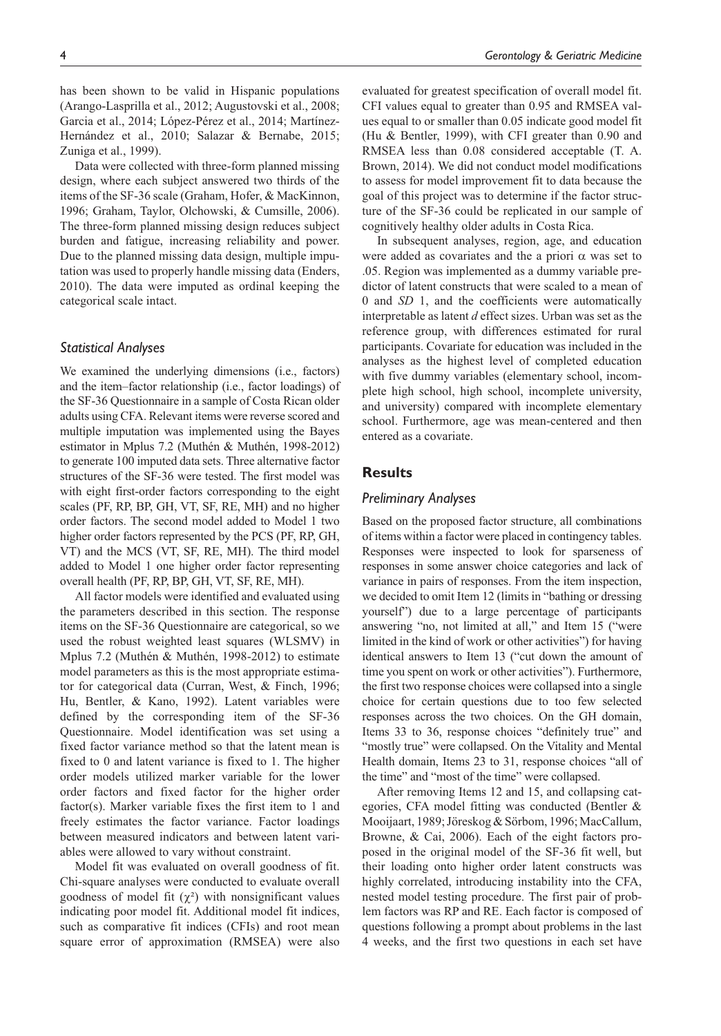has been shown to be valid in Hispanic populations (Arango-Lasprilla et al., 2012; Augustovski et al., 2008; Garcia et al., 2014; López-Pérez et al., 2014; Martínez-Hernández et al., 2010; Salazar & Bernabe, 2015; Zuniga et al., 1999).

Data were collected with three-form planned missing design, where each subject answered two thirds of the items of the SF-36 scale (Graham, Hofer, & MacKinnon, 1996; Graham, Taylor, Olchowski, & Cumsille, 2006). The three-form planned missing design reduces subject burden and fatigue, increasing reliability and power. Due to the planned missing data design, multiple imputation was used to properly handle missing data (Enders, 2010). The data were imputed as ordinal keeping the categorical scale intact.

### Statistical Analyses

We examined the underlying dimensions (i.e., factors) and the item–factor relationship (i.e., factor loadings) of the SF-36 Questionnaire in a sample of Costa Rican older adults using CFA. Relevant items were reverse scored and multiple imputation was implemented using the Bayes estimator in Mplus 7.2 (Muthén & Muthén, 1998-2012) to generate 100 imputed data sets. Three alternative factor structures of the SF-36 were tested. The first model was with eight first-order factors corresponding to the eight scales (PF, RP, BP, GH, VT, SF, RE, MH) and no higher order factors. The second model added to Model 1 two higher order factors represented by the PCS (PF, RP, GH, VT) and the MCS (VT, SF, RE, MH). The third model added to Model 1 one higher order factor representing overall health (PF, RP, BP, GH, VT, SF, RE, MH).

All factor models were identified and evaluated using the parameters described in this section. The response items on the SF-36 Questionnaire are categorical, so we used the robust weighted least squares (WLSMV) in Mplus 7.2 (Muthén & Muthén, 1998-2012) to estimate model parameters as this is the most appropriate estimator for categorical data (Curran, West, & Finch, 1996; Hu, Bentler, & Kano, 1992). Latent variables were defined by the corresponding item of the SF-36 Questionnaire. Model identification was set using a fixed factor variance method so that the latent mean is fixed to 0 and latent variance is fixed to 1. The higher order models utilized marker variable for the lower order factors and fixed factor for the higher order factor(s). Marker variable fixes the first item to 1 and freely estimates the factor variance. Factor loadings between measured indicators and between latent variables were allowed to vary without constraint.

Model fit was evaluated on overall goodness of fit. Chi-square analyses were conducted to evaluate overall goodness of model fit ($\chi^2$) with nonsignificant values indicating poor model fit. Additional model fit indices, such as comparative fit indices (CFIs) and root mean square error of approximation (RMSEA) were also evaluated for greatest specification of overall model fit. CFI values equal to greater than 0.95 and RMSEA values equal to or smaller than 0.05 indicate good model fit (Hu & Bentler, 1999), with CFI greater than 0.90 and RMSEA less than 0.08 considered acceptable (T. A. Brown, 2014). We did not conduct model modifications to assess for model improvement fit to data because the goal of this project was to determine if the factor structure of the SF-36 could be replicated in our sample of cognitively healthy older adults in Costa Rica.

In subsequent analyses, region, age, and education were added as covariates and the a priori $\alpha$ was set to .05. Region was implemented as a dummy variable predictor of latent constructs that were scaled to a mean of 0 and *SD* 1, and the coefficients were automatically interpretable as latent *d* effect sizes. Urban was set as the reference group, with differences estimated for rural participants. Covariate for education was included in the analyses as the highest level of completed education with five dummy variables (elementary school, incomplete high school, high school, incomplete university, and university) compared with incomplete elementary school. Furthermore, age was mean-centered and then entered as a covariate.

## Results

### Preliminary Analyses

Based on the proposed factor structure, all combinations of items within a factor were placed in contingency tables. Responses were inspected to look for sparseness of responses in some answer choice categories and lack of variance in pairs of responses. From the item inspection, we decided to omit Item 12 (limits in "bathing or dressing yourself") due to a large percentage of participants answering "no, not limited at all," and Item 15 ("were limited in the kind of work or other activities") for having identical answers to Item 13 ("cut down the amount of time you spent on work or other activities"). Furthermore, the first two response choices were collapsed into a single choice for certain questions due to too few selected responses across the two choices. On the GH domain, Items 33 to 36, response choices "definitely true" and "mostly true" were collapsed. On the Vitality and Mental Health domain, Items 23 to 31, response choices "all of the time" and "most of the time" were collapsed.

After removing Items 12 and 15, and collapsing categories, CFA model fitting was conducted (Bentler & Mooijaart, 1989; Jöreskog & Sörbom, 1996; MacCallum, Browne, & Cai, 2006). Each of the eight factors proposed in the original model of the SF-36 fit well, but their loading onto higher order latent constructs was highly correlated, introducing instability into the CFA, nested model testing procedure. The first pair of problem factors was RP and RE. Each factor is composed of questions following a prompt about problems in the last 4 weeks, and the first two questions in each set have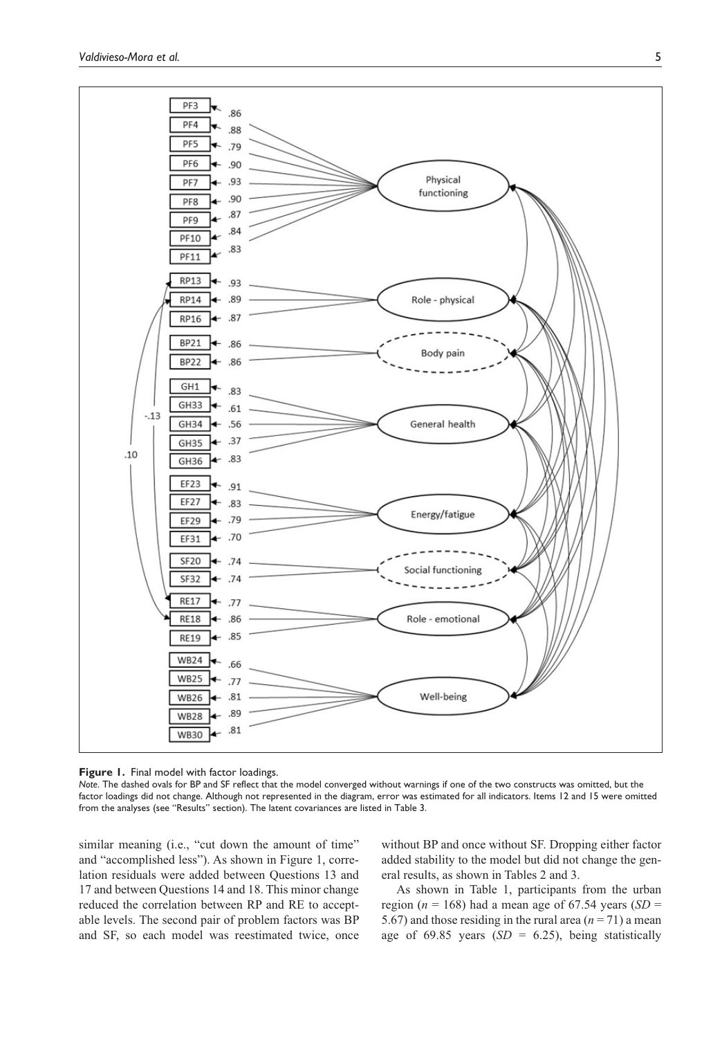**Figure 1.** Final model with factor loadings.

*Note.* The dashed ovals for BP and SF reflect that the model converged without warnings if one of the two constructs was omitted, but the factor loadings did not change. Although not represented in the diagram, error was estimated for all indicators. Items 12 and 15 were omitted from the analyses (see "Results" section). The latent covariances are listed in Table 3.

similar meaning (i.e., "cut down the amount of time" and "accomplished less"). As shown in Figure 1, correlation residuals were added between Questions 13 and 17 and between Questions 14 and 18. This minor change reduced the correlation between RP and RE to acceptable levels. The second pair of problem factors was BP and SF, so each model was reestimated twice, once without BP and once without SF. Dropping either factor added stability to the model but did not change the general results, as shown in Tables 2 and 3.

As shown in Table 1, participants from the urban region ($n$ = 168) had a mean age of 67.54 years ($SD$ = 5.67) and those residing in the rural area ($n$ = 71) a mean age of 69.85 years ($SD$ = 6.25), being statistically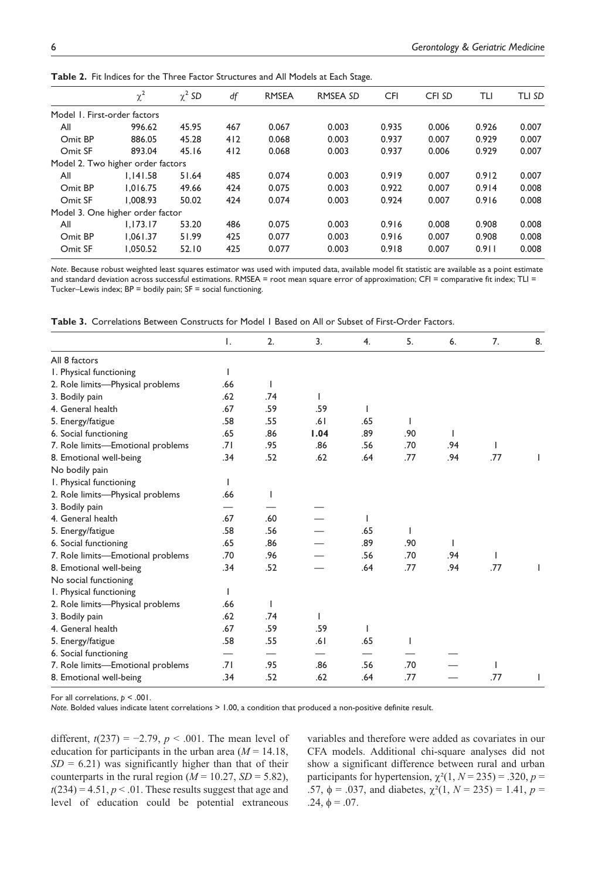**Table 2.** Fit Indices for the Three Factor Structures and All Models at Each Stage.

| | $\chi^2$ | $\chi^2$ *SD* | *df* | RMSEA | RMSEA *SD* | CFI | CFI *SD* | TLI | TLI *SD* |
|---|---|---|---|---|---|---|---|---|---|
| Model 1. First-order factors | | | | | | | | | |
| All | 996.62 | 45.95 | 467 | 0.067 | 0.003 | 0.935 | 0.006 | 0.926 | 0.007 |
| Omit BP | 886.05 | 45.28 | 412 | 0.068 | 0.003 | 0.937 | 0.007 | 0.929 | 0.007 |
| Omit SF | 893.04 | 45.16 | 412 | 0.068 | 0.003 | 0.937 | 0.006 | 0.929 | 0.007 |
| Model 2. Two higher order factors | | | | | | | | | |
| All | 1,141.58 | 51.64 | 485 | 0.074 | 0.003 | 0.919 | 0.007 | 0.912 | 0.007 |
| Omit BP | 1,016.75 | 49.66 | 424 | 0.075 | 0.003 | 0.922 | 0.007 | 0.914 | 0.008 |
| Omit SF | 1,008.93 | 50.02 | 424 | 0.074 | 0.003 | 0.924 | 0.007 | 0.916 | 0.008 |
| Model 3. One higher order factor | | | | | | | | | |
| All | 1,173.17 | 53.20 | 486 | 0.075 | 0.003 | 0.916 | 0.008 | 0.908 | 0.008 |
| Omit BP | 1,061.37 | 51.99 | 425 | 0.077 | 0.003 | 0.916 | 0.007 | 0.908 | 0.008 |
| Omit SF | 1,050.52 | 52.10 | 425 | 0.077 | 0.003 | 0.918 | 0.007 | 0.911 | 0.008 |

*Note.* Because robust weighted least squares estimator was used with imputed data, available model fit statistic are available as a point estimate and standard deviation across successful estimations. RMSEA = root mean square error of approximation; CFI = comparative fit index; TLI = Tucker–Lewis index; BP = bodily pain; SF = social functioning.

**Table 3.** Correlations Between Constructs for Model 1 Based on All or Subset of First-Order Factors.

| | 1. | 2. | 3. | 4. | 5. | 6. | 7. | 8. |
|---|---|---|---|---|---|---|---|---|
| All 8 factors | | | | | | | | |
| 1. Physical functioning | 1 | | | | | | | |
| 2. Role limits—Physical problems | .66 | 1 | | | | | | |
| 3. Bodily pain | .62 | .74 | 1 | | | | | |
| 4. General health | .67 | .59 | .59 | 1 | | | | |
| 5. Energy/fatigue | .58 | .55 | .61 | .65 | 1 | | | |
| 6. Social functioning | .65 | .86 | **1.04** | .89 | .90 | 1 | | |
| 7. Role limits—Emotional problems | .71 | .95 | .86 | .56 | .70 | .94 | 1 | |
| 8. Emotional well-being | .34 | .52 | .62 | .64 | .77 | .94 | .77 | 1 |
| No bodily pain | | | | | | | | |
| 1. Physical functioning | 1 | | | | | | | |
| 2. Role limits—Physical problems | .66 | 1 | | | | | | |
| 3. Bodily pain | — | — | — | | | | | |
| 4. General health | .67 | .60 | — | 1 | | | | |
| 5. Energy/fatigue | .58 | .56 | — | .65 | 1 | | | |
| 6. Social functioning | .65 | .86 | — | .89 | .90 | 1 | | |
| 7. Role limits—Emotional problems | .70 | .96 | — | .56 | .70 | .94 | 1 | |
| 8. Emotional well-being | .34 | .52 | — | .64 | .77 | .94 | .77 | 1 |
| No social functioning | | | | | | | | |
| 1. Physical functioning | 1 | | | | | | | |
| 2. Role limits—Physical problems | .66 | 1 | | | | | | |
| 3. Bodily pain | .62 | .74 | 1 | | | | | |
| 4. General health | .67 | .59 | .59 | 1 | | | | |
| 5. Energy/fatigue | .58 | .55 | .61 | .65 | 1 | | | |
| 6. Social functioning | — | — | — | — | — | — | | |
| 7. Role limits—Emotional problems | .71 | .95 | .86 | .56 | .70 | — | 1 | |
| 8. Emotional well-being | .34 | .52 | .62 | .64 | .77 | — | .77 | 1 |

For all correlations, $p < .001$.

*Note.* Bolded values indicate latent correlations > 1.00, a condition that produced a non-positive definite result.

different, $t(237) = -2.79$, $p < .001$. The mean level of education for participants in the urban area ($M = 14.18$, $SD = 6.21$) was significantly higher than that of their counterparts in the rural region ($M = 10.27$, $SD = 5.82$), $t(234) = 4.51$, $p < .01$. These results suggest that age and level of education could be potential extraneous variables and therefore were added as covariates in our CFA models. Additional chi-square analyses did not show a significant difference between rural and urban participants for hypertension, $\chi^2(1, N = 235) = .320$, $p = .57$, $\phi = .037$, and diabetes, $\chi^2(1, N = 235) = 1.41$, $p = .24$, $\phi = .07$.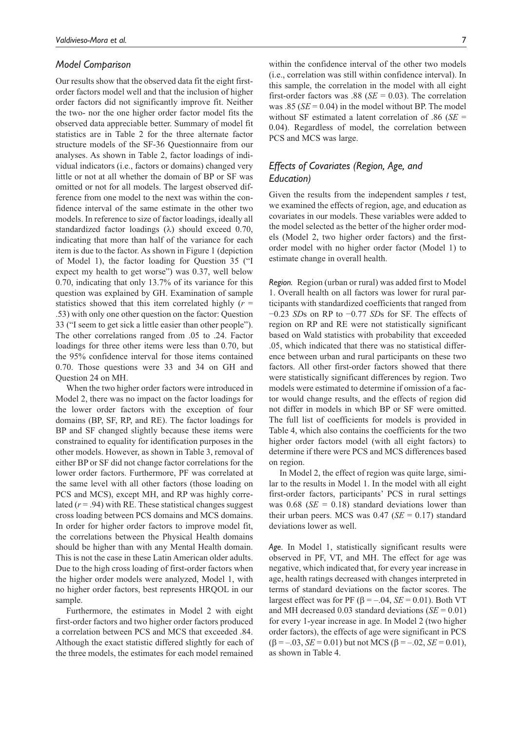### *Model Comparison*

Our results show that the observed data fit the eight first-order factors model well and that the inclusion of higher order factors did not significantly improve fit. Neither the two- nor the one higher order factor model fits the observed data appreciable better. Summary of model fit statistics are in Table 2 for the three alternate factor structure models of the SF-36 Questionnaire from our analyses. As shown in Table 2, factor loadings of individual indicators (i.e., factors or domains) changed very little or not at all whether the domain of BP or SF was omitted or not for all models. The largest observed difference from one model to the next was within the confidence interval of the same estimate in the other two models. In reference to size of factor loadings, ideally all standardized factor loadings (λ) should exceed 0.70, indicating that more than half of the variance for each item is due to the factor. As shown in Figure 1 (depiction of Model 1), the factor loading for Question 35 ("I expect my health to get worse") was 0.37, well below 0.70, indicating that only 13.7% of its variance for this question was explained by GH. Examination of sample statistics showed that this item correlated highly ($r$ = .53) with only one other question on the factor: Question 33 ("I seem to get sick a little easier than other people"). The other correlations ranged from .05 to .24. Factor loadings for three other items were less than 0.70, but the 95% confidence interval for those items contained 0.70. Those questions were 33 and 34 on GH and Question 24 on MH.

When the two higher order factors were introduced in Model 2, there was no impact on the factor loadings for the lower order factors with the exception of four domains (BP, SF, RP, and RE). The factor loadings for BP and SF changed slightly because these items were constrained to equality for identification purposes in the other models. However, as shown in Table 3, removal of either BP or SF did not change factor correlations for the lower order factors. Furthermore, PF was correlated at the same level with all other factors (those loading on PCS and MCS), except MH, and RP was highly correlated ($r$ = .94) with RE. These statistical changes suggest cross loading between PCS domains and MCS domains. In order for higher order factors to improve model fit, the correlations between the Physical Health domains should be higher than with any Mental Health domain. This is not the case in these Latin American older adults. Due to the high cross loading of first-order factors when the higher order models were analyzed, Model 1, with no higher order factors, best represents HRQOL in our sample.

Furthermore, the estimates in Model 2 with eight first-order factors and two higher order factors produced a correlation between PCS and MCS that exceeded .84. Although the exact statistic differed slightly for each of the three models, the estimates for each model remained within the confidence interval of the other two models (i.e., correlation was still within confidence interval). In this sample, the correlation in the model with all eight first-order factors was .88 ($SE$ = 0.03). The correlation was .85 ($SE$ = 0.04) in the model without BP. The model without SF estimated a latent correlation of .86 ($SE$ = 0.04). Regardless of model, the correlation between PCS and MCS was large.

### *Effects of Covariates (Region, Age, and Education)*

Given the results from the independent samples $t$ test, we examined the effects of region, age, and education as covariates in our models. These variables were added to the model selected as the better of the higher order models (Model 2, two higher order factors) and the first-order model with no higher order factor (Model 1) to estimate change in overall health.

*Region.* Region (urban or rural) was added first to Model 1. Overall health on all factors was lower for rural participants with standardized coefficients that ranged from −0.23 *SD*s on RP to −0.77 *SD*s for SF. The effects of region on RP and RE were not statistically significant based on Wald statistics with probability that exceeded .05, which indicated that there was no statistical difference between urban and rural participants on these two factors. All other first-order factors showed that there were statistically significant differences by region. Two models were estimated to determine if omission of a factor would change results, and the effects of region did not differ in models in which BP or SF were omitted. The full list of coefficients for models is provided in Table 4, which also contains the coefficients for the two higher order factors model (with all eight factors) to determine if there were PCS and MCS differences based on region.

In Model 2, the effect of region was quite large, similar to the results in Model 1. In the model with all eight first-order factors, participants' PCS in rural settings was 0.68 ($SE$ = 0.18) standard deviations lower than their urban peers. MCS was 0.47 ($SE$ = 0.17) standard deviations lower as well.

*Age.* In Model 1, statistically significant results were observed in PF, VT, and MH. The effect for age was negative, which indicated that, for every year increase in age, health ratings decreased with changes interpreted in terms of standard deviations on the factor scores. The largest effect was for PF ($\beta$ = −.04, $SE$ = 0.01). Both VT and MH decreased 0.03 standard deviations ($SE$ = 0.01) for every 1-year increase in age. In Model 2 (two higher order factors), the effects of age were significant in PCS ($\beta$ = −.03, $SE$ = 0.01) but not MCS ($\beta$ = −.02, $SE$ = 0.01), as shown in Table 4.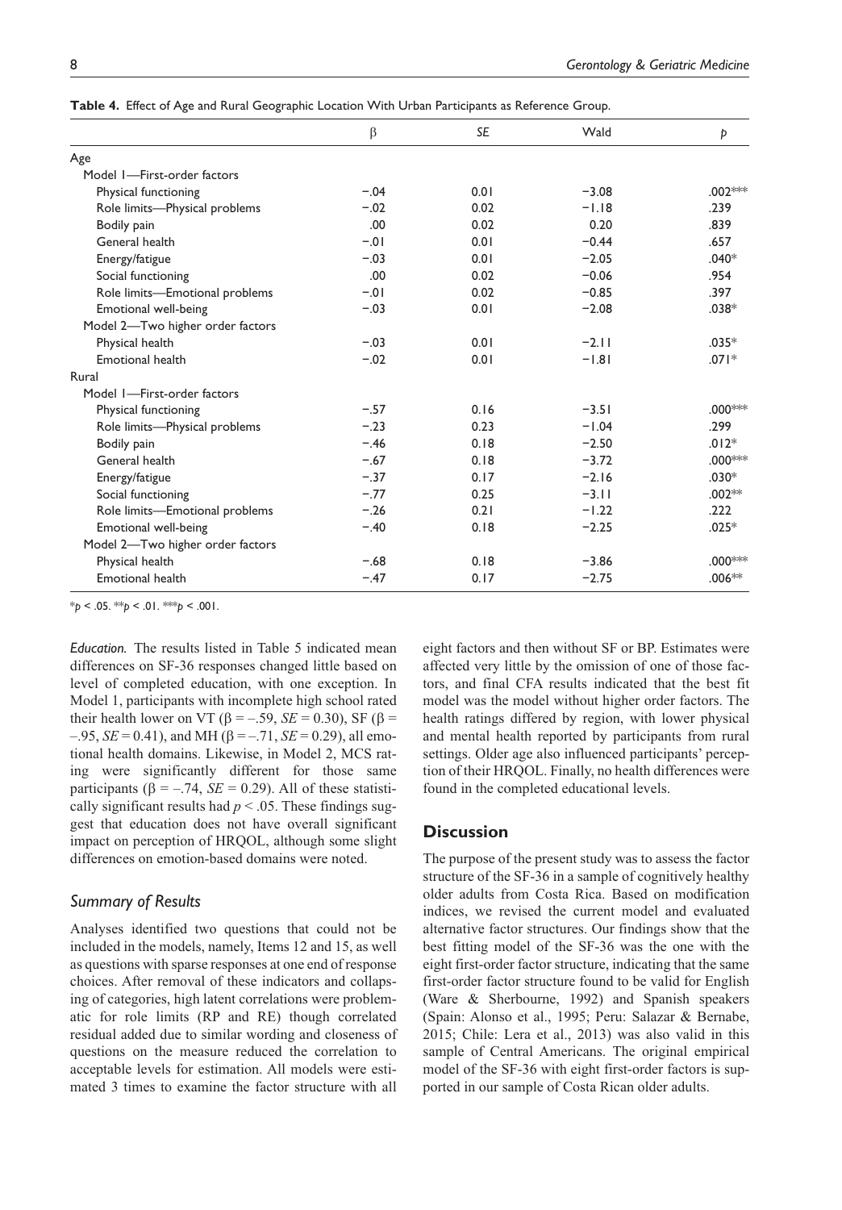**Table 4.** Effect of Age and Rural Geographic Location With Urban Participants as Reference Group.

| | β | *SE* | Wald | *p* |
|---|---|---|---|---|
| Age | | | | |
| Model 1—First-order factors | | | | |
| Physical functioning | −.04 | 0.01 | −3.08 | .002*** |
| Role limits—Physical problems | −.02 | 0.02 | −1.18 | .239 |
| Bodily pain | .00 | 0.02 | 0.20 | .839 |
| General health | −.01 | 0.01 | −0.44 | .657 |
| Energy/fatigue | −.03 | 0.01 | −2.05 | .040* |
| Social functioning | .00 | 0.02 | −0.06 | .954 |
| Role limits—Emotional problems | −.01 | 0.02 | −0.85 | .397 |
| Emotional well-being | −.03 | 0.01 | −2.08 | .038* |
| Model 2—Two higher order factors | | | | |
| Physical health | −.03 | 0.01 | −2.11 | .035* |
| Emotional health | −.02 | 0.01 | −1.81 | .071* |
| Rural | | | | |
| Model 1—First-order factors | | | | |
| Physical functioning | −.57 | 0.16 | −3.51 | .000*** |
| Role limits—Physical problems | −.23 | 0.23 | −1.04 | .299 |
| Bodily pain | −.46 | 0.18 | −2.50 | .012* |
| General health | −.67 | 0.18 | −3.72 | .000*** |
| Energy/fatigue | −.37 | 0.17 | −2.16 | .030* |
| Social functioning | −.77 | 0.25 | −3.11 | .002** |
| Role limits—Emotional problems | −.26 | 0.21 | −1.22 | .222 |
| Emotional well-being | −.40 | 0.18 | −2.25 | .025* |
| Model 2—Two higher order factors | | | | |
| Physical health | −.68 | 0.18 | −3.86 | .000*** |
| Emotional health | −.47 | 0.17 | −2.75 | .006** |

*$p < .05$. **$p < .01$. ***$p < .001$.

*Education.* The results listed in Table 5 indicated mean differences on SF-36 responses changed little based on level of completed education, with one exception. In Model 1, participants with incomplete high school rated their health lower on VT (β = −.59, *SE* = 0.30), SF (β = −.95, *SE* = 0.41), and MH (β = −.71, *SE* = 0.29), all emotional health domains. Likewise, in Model 2, MCS rating were significantly different for those same participants (β = −.74, *SE* = 0.29). All of these statistically significant results had $p < .05$. These findings suggest that education does not have overall significant impact on perception of HRQOL, although some slight differences on emotion-based domains were noted.

### Summary of Results

Analyses identified two questions that could not be included in the models, namely, Items 12 and 15, as well as questions with sparse responses at one end of response choices. After removal of these indicators and collapsing of categories, high latent correlations were problematic for role limits (RP and RE) though correlated residual added due to similar wording and closeness of questions on the measure reduced the correlation to acceptable levels for estimation. All models were estimated 3 times to examine the factor structure with all eight factors and then without SF or BP. Estimates were affected very little by the omission of one of those factors, and final CFA results indicated that the best fit model was the model without higher order factors. The health ratings differed by region, with lower physical and mental health reported by participants from rural settings. Older age also influenced participants' perception of their HRQOL. Finally, no health differences were found in the completed educational levels.

## Discussion

The purpose of the present study was to assess the factor structure of the SF-36 in a sample of cognitively healthy older adults from Costa Rica. Based on modification indices, we revised the current model and evaluated alternative factor structures. Our findings show that the best fitting model of the SF-36 was the one with the eight first-order factor structure, indicating that the same first-order factor structure found to be valid for English (Ware & Sherbourne, 1992) and Spanish speakers (Spain: Alonso et al., 1995; Peru: Salazar & Bernabe, 2015; Chile: Lera et al., 2013) was also valid in this sample of Central Americans. The original empirical model of the SF-36 with eight first-order factors is supported in our sample of Costa Rican older adults.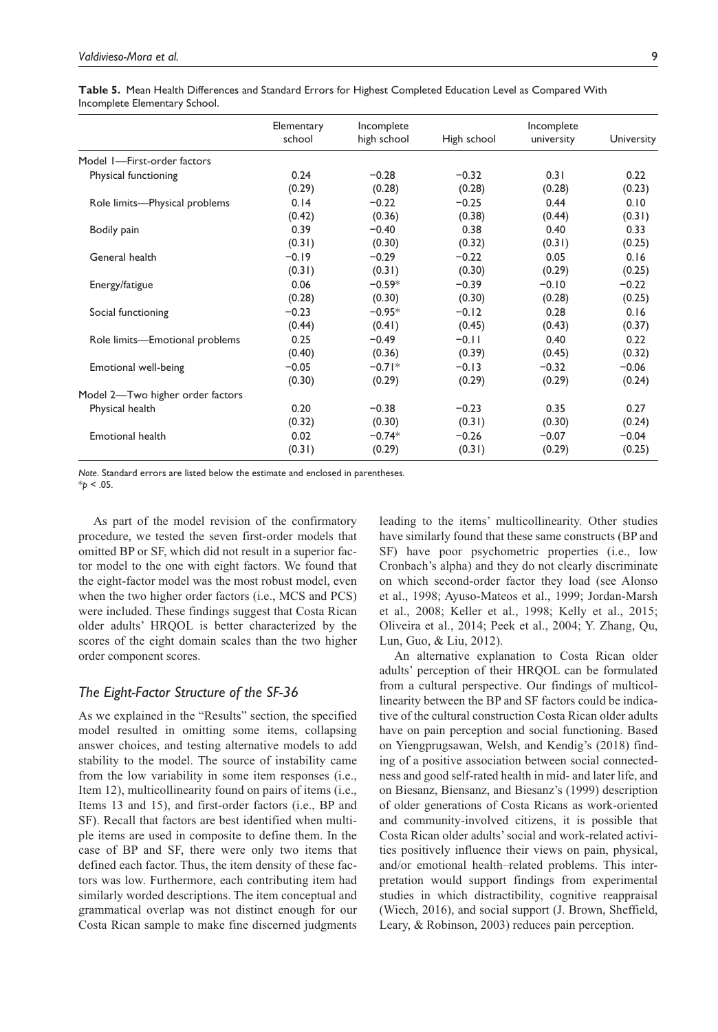**Table 5.** Mean Health Differences and Standard Errors for Highest Completed Education Level as Compared With Incomplete Elementary School.

| | Elementary school | Incomplete high school | High school | Incomplete university | University |
|---|---|---|---|---|---|
| Model 1—First-order factors | | | | | |
| Physical functioning | 0.24 | −0.28 | −0.32 | 0.31 | 0.22 |
| | (0.29) | (0.28) | (0.28) | (0.28) | (0.23) |
| Role limits—Physical problems | 0.14 | −0.22 | −0.25 | 0.44 | 0.10 |
| | (0.42) | (0.36) | (0.38) | (0.44) | (0.31) |
| Bodily pain | 0.39 | −0.40 | 0.38 | 0.40 | 0.33 |
| | (0.31) | (0.30) | (0.32) | (0.31) | (0.25) |
| General health | −0.19 | −0.29 | −0.22 | 0.05 | 0.16 |
| | (0.31) | (0.31) | (0.30) | (0.29) | (0.25) |
| Energy/fatigue | 0.06 | −0.59* | −0.39 | −0.10 | −0.22 |
| | (0.28) | (0.30) | (0.30) | (0.28) | (0.25) |
| Social functioning | −0.23 | −0.95* | −0.12 | 0.28 | 0.16 |
| | (0.44) | (0.41) | (0.45) | (0.43) | (0.37) |
| Role limits—Emotional problems | 0.25 | −0.49 | −0.11 | 0.40 | 0.22 |
| | (0.40) | (0.36) | (0.39) | (0.45) | (0.32) |
| Emotional well-being | −0.05 | −0.71* | −0.13 | −0.32 | −0.06 |
| | (0.30) | (0.29) | (0.29) | (0.29) | (0.24) |
| Model 2—Two higher order factors | | | | | |
| Physical health | 0.20 | −0.38 | −0.23 | 0.35 | 0.27 |
| | (0.32) | (0.30) | (0.31) | (0.30) | (0.24) |
| Emotional health | 0.02 | −0.74* | −0.26 | −0.07 | −0.04 |
| | (0.31) | (0.29) | (0.31) | (0.29) | (0.25) |

*Note*. Standard errors are listed below the estimate and enclosed in parentheses.
*$p < .05$.

As part of the model revision of the confirmatory procedure, we tested the seven first-order models that omitted BP or SF, which did not result in a superior factor model to the one with eight factors. We found that the eight-factor model was the most robust model, even when the two higher order factors (i.e., MCS and PCS) were included. These findings suggest that Costa Rican older adults' HRQOL is better characterized by the scores of the eight domain scales than the two higher order component scores.

### *The Eight-Factor Structure of the SF-36*

As we explained in the "Results" section, the specified model resulted in omitting some items, collapsing answer choices, and testing alternative models to add stability to the model. The source of instability came from the low variability in some item responses (i.e., Item 12), multicollinearity found on pairs of items (i.e., Items 13 and 15), and first-order factors (i.e., BP and SF). Recall that factors are best identified when multiple items are used in composite to define them. In the case of BP and SF, there were only two items that defined each factor. Thus, the item density of these factors was low. Furthermore, each contributing item had similarly worded descriptions. The item conceptual and grammatical overlap was not distinct enough for our Costa Rican sample to make fine discerned judgments leading to the items' multicollinearity. Other studies have similarly found that these same constructs (BP and SF) have poor psychometric properties (i.e., low Cronbach's alpha) and they do not clearly discriminate on which second-order factor they load (see Alonso et al., 1998; Ayuso-Mateos et al., 1999; Jordan-Marsh et al., 2008; Keller et al., 1998; Kelly et al., 2015; Oliveira et al., 2014; Peek et al., 2004; Y. Zhang, Qu, Lun, Guo, & Liu, 2012).

An alternative explanation to Costa Rican older adults' perception of their HRQOL can be formulated from a cultural perspective. Our findings of multicollinearity between the BP and SF factors could be indicative of the cultural construction Costa Rican older adults have on pain perception and social functioning. Based on Yiengprugsawan, Welsh, and Kendig's (2018) finding of a positive association between social connectedness and good self-rated health in mid- and later life, and on Biesanz, Biensanz, and Biesanz's (1999) description of older generations of Costa Ricans as work-oriented and community-involved citizens, it is possible that Costa Rican older adults' social and work-related activities positively influence their views on pain, physical, and/or emotional health–related problems. This interpretation would support findings from experimental studies in which distractibility, cognitive reappraisal (Wiech, 2016), and social support (J. Brown, Sheffield, Leary, & Robinson, 2003) reduces pain perception.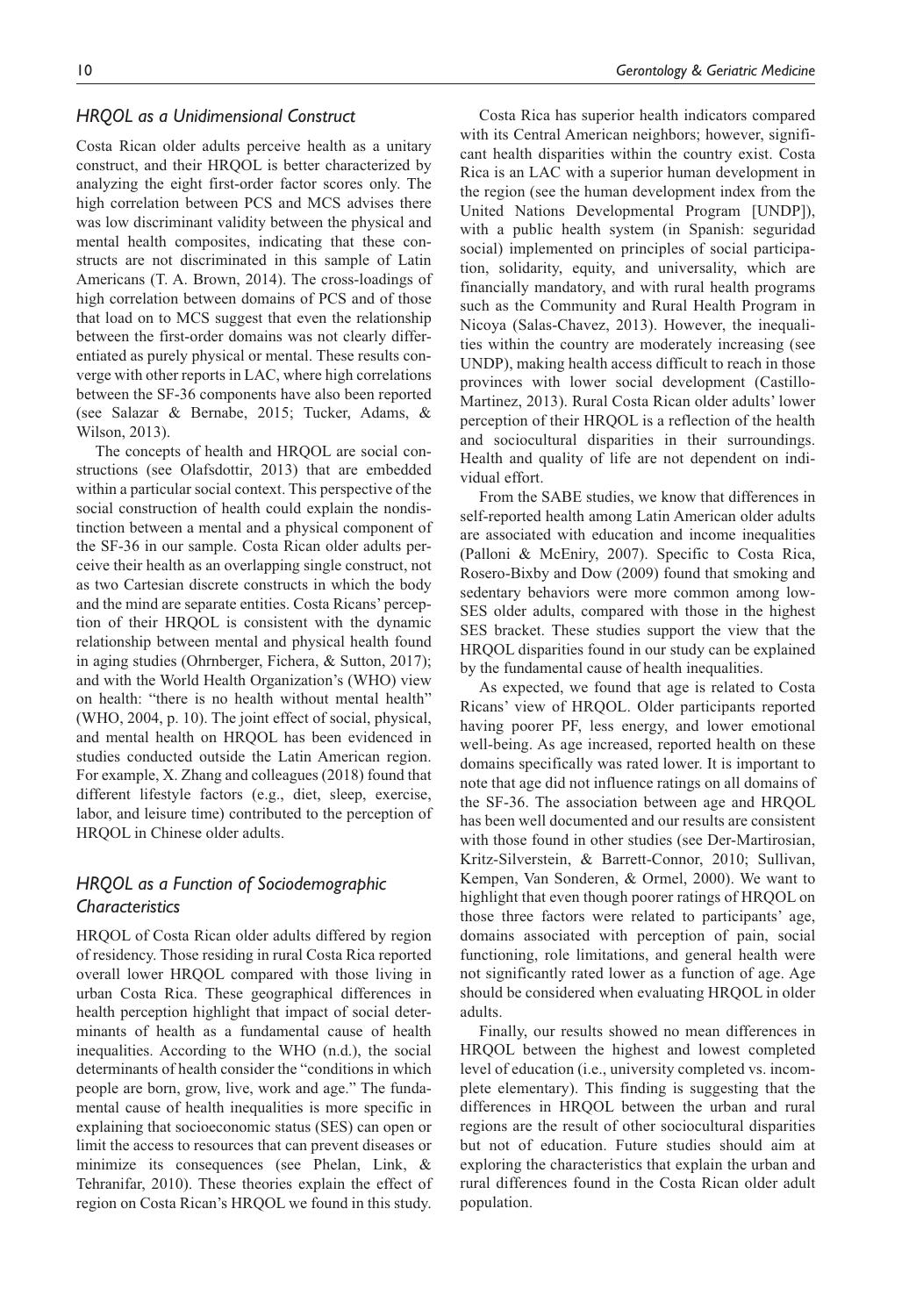### *HRQOL as a Unidimensional Construct*

Costa Rican older adults perceive health as a unitary construct, and their HRQOL is better characterized by analyzing the eight first-order factor scores only. The high correlation between PCS and MCS advises there was low discriminant validity between the physical and mental health composites, indicating that these constructs are not discriminated in this sample of Latin Americans (T. A. Brown, 2014). The cross-loadings of high correlation between domains of PCS and of those that load on to MCS suggest that even the relationship between the first-order domains was not clearly differentiated as purely physical or mental. These results converge with other reports in LAC, where high correlations between the SF-36 components have also been reported (see Salazar & Bernabe, 2015; Tucker, Adams, & Wilson, 2013).

The concepts of health and HRQOL are social constructions (see Olafsdottir, 2013) that are embedded within a particular social context. This perspective of the social construction of health could explain the nondistinction between a mental and a physical component of the SF-36 in our sample. Costa Rican older adults perceive their health as an overlapping single construct, not as two Cartesian discrete constructs in which the body and the mind are separate entities. Costa Ricans' perception of their HRQOL is consistent with the dynamic relationship between mental and physical health found in aging studies (Ohrnberger, Fichera, & Sutton, 2017); and with the World Health Organization's (WHO) view on health: "there is no health without mental health" (WHO, 2004, p. 10). The joint effect of social, physical, and mental health on HRQOL has been evidenced in studies conducted outside the Latin American region. For example, X. Zhang and colleagues (2018) found that different lifestyle factors (e.g., diet, sleep, exercise, labor, and leisure time) contributed to the perception of HRQOL in Chinese older adults.

### *HRQOL as a Function of Sociodemographic Characteristics*

HRQOL of Costa Rican older adults differed by region of residency. Those residing in rural Costa Rica reported overall lower HRQOL compared with those living in urban Costa Rica. These geographical differences in health perception highlight that impact of social determinants of health as a fundamental cause of health inequalities. According to the WHO (n.d.), the social determinants of health consider the "conditions in which people are born, grow, live, work and age." The fundamental cause of health inequalities is more specific in explaining that socioeconomic status (SES) can open or limit the access to resources that can prevent diseases or minimize its consequences (see Phelan, Link, & Tehranifar, 2010). These theories explain the effect of region on Costa Rican's HRQOL we found in this study.

Costa Rica has superior health indicators compared with its Central American neighbors; however, significant health disparities within the country exist. Costa Rica is an LAC with a superior human development in the region (see the human development index from the United Nations Developmental Program [UNDP]), with a public health system (in Spanish: seguridad social) implemented on principles of social participation, solidarity, equity, and universality, which are financially mandatory, and with rural health programs such as the Community and Rural Health Program in Nicoya (Salas-Chavez, 2013). However, the inequalities within the country are moderately increasing (see UNDP), making health access difficult to reach in those provinces with lower social development (Castillo-Martinez, 2013). Rural Costa Rican older adults' lower perception of their HRQOL is a reflection of the health and sociocultural disparities in their surroundings. Health and quality of life are not dependent on individual effort.

From the SABE studies, we know that differences in self-reported health among Latin American older adults are associated with education and income inequalities (Palloni & McEniry, 2007). Specific to Costa Rica, Rosero-Bixby and Dow (2009) found that smoking and sedentary behaviors were more common among low-SES older adults, compared with those in the highest SES bracket. These studies support the view that the HRQOL disparities found in our study can be explained by the fundamental cause of health inequalities.

As expected, we found that age is related to Costa Ricans' view of HRQOL. Older participants reported having poorer PF, less energy, and lower emotional well-being. As age increased, reported health on these domains specifically was rated lower. It is important to note that age did not influence ratings on all domains of the SF-36. The association between age and HRQOL has been well documented and our results are consistent with those found in other studies (see Der-Martirosian, Kritz-Silverstein, & Barrett-Connor, 2010; Sullivan, Kempen, Van Sonderen, & Ormel, 2000). We want to highlight that even though poorer ratings of HRQOL on those three factors were related to participants' age, domains associated with perception of pain, social functioning, role limitations, and general health were not significantly rated lower as a function of age. Age should be considered when evaluating HRQOL in older adults.

Finally, our results showed no mean differences in HRQOL between the highest and lowest completed level of education (i.e., university completed vs. incomplete elementary). This finding is suggesting that the differences in HRQOL between the urban and rural regions are the result of other sociocultural disparities but not of education. Future studies should aim at exploring the characteristics that explain the urban and rural differences found in the Costa Rican older adult population.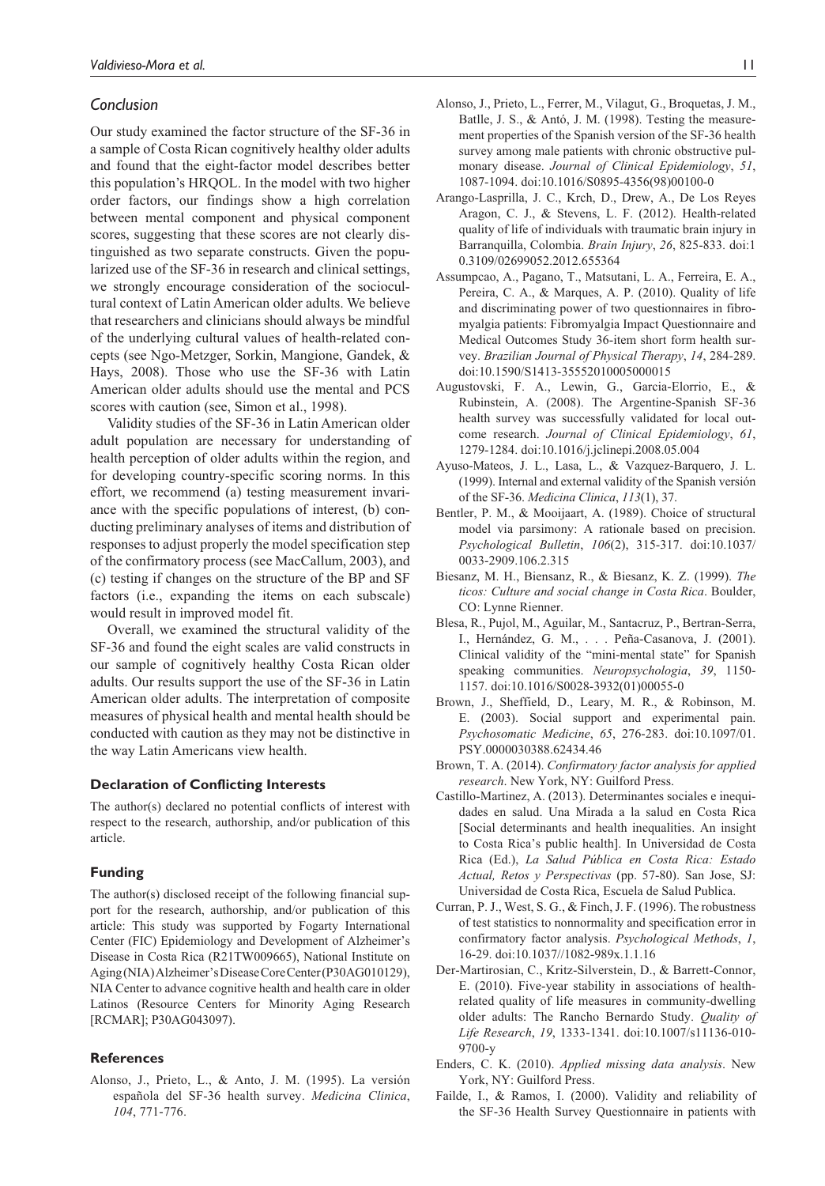### *Conclusion*

Our study examined the factor structure of the SF-36 in a sample of Costa Rican cognitively healthy older adults and found that the eight-factor model describes better this population's HRQOL. In the model with two higher order factors, our findings show a high correlation between mental component and physical component scores, suggesting that these scores are not clearly distinguished as two separate constructs. Given the popularized use of the SF-36 in research and clinical settings, we strongly encourage consideration of the sociocultural context of Latin American older adults. We believe that researchers and clinicians should always be mindful of the underlying cultural values of health-related concepts (see Ngo-Metzger, Sorkin, Mangione, Gandek, & Hays, 2008). Those who use the SF-36 with Latin American older adults should use the mental and PCS scores with caution (see, Simon et al., 1998).

Validity studies of the SF-36 in Latin American older adult population are necessary for understanding of health perception of older adults within the region, and for developing country-specific scoring norms. In this effort, we recommend (a) testing measurement invariance with the specific populations of interest, (b) conducting preliminary analyses of items and distribution of responses to adjust properly the model specification step of the confirmatory process (see MacCallum, 2003), and (c) testing if changes on the structure of the BP and SF factors (i.e., expanding the items on each subscale) would result in improved model fit.

Overall, we examined the structural validity of the SF-36 and found the eight scales are valid constructs in our sample of cognitively healthy Costa Rican older adults. Our results support the use of the SF-36 in Latin American older adults. The interpretation of composite measures of physical health and mental health should be conducted with caution as they may not be distinctive in the way Latin Americans view health.

### Declaration of Conflicting Interests

The author(s) declared no potential conflicts of interest with respect to the research, authorship, and/or publication of this article.

### Funding

The author(s) disclosed receipt of the following financial support for the research, authorship, and/or publication of this article: This study was supported by Fogarty International Center (FIC) Epidemiology and Development of Alzheimer's Disease in Costa Rica (R21TW009665), National Institute on Aging (NIA) Alzheimer's Disease Core Center (P30AG010129), NIA Center to advance cognitive health and health care in older Latinos (Resource Centers for Minority Aging Research [RCMAR]; P30AG043097).

### References

Alonso, J., Prieto, L., & Anto, J. M. (1995). La versión española del SF-36 health survey. *Medicina Clinica*, *104*, 771-776.

Alonso, J., Prieto, L., Ferrer, M., Vilagut, G., Broquetas, J. M., Batlle, J. S., & Antó, J. M. (1998). Testing the measurement properties of the Spanish version of the SF-36 health survey among male patients with chronic obstructive pulmonary disease. *Journal of Clinical Epidemiology*, *51*, 1087-1094. doi:10.1016/S0895-4356(98)00100-0

Arango-Lasprilla, J. C., Krch, D., Drew, A., De Los Reyes Aragon, C. J., & Stevens, L. F. (2012). Health-related quality of life of individuals with traumatic brain injury in Barranquilla, Colombia. *Brain Injury*, *26*, 825-833. doi:10.3109/02699052.2012.655364

Assumpcao, A., Pagano, T., Matsutani, L. A., Ferreira, E. A., Pereira, C. A., & Marques, A. P. (2010). Quality of life and discriminating power of two questionnaires in fibromyalgia patients: Fibromyalgia Impact Questionnaire and Medical Outcomes Study 36-item short form health survey. *Brazilian Journal of Physical Therapy*, *14*, 284-289. doi:10.1590/S1413-35552010005000015

Augustovski, F. A., Lewin, G., Garcia-Elorrio, E., & Rubinstein, A. (2008). The Argentine-Spanish SF-36 health survey was successfully validated for local outcome research. *Journal of Clinical Epidemiology*, *61*, 1279-1284. doi:10.1016/j.jclinepi.2008.05.004

Ayuso-Mateos, J. L., Lasa, L., & Vazquez-Barquero, J. L. (1999). Internal and external validity of the Spanish versión of the SF-36. *Medicina Clinica*, *113*(1), 37.

Bentler, P. M., & Mooijaart, A. (1989). Choice of structural model via parsimony: A rationale based on precision. *Psychological Bulletin*, *106*(2), 315-317. doi:10.1037/0033-2909.106.2.315

Biesanz, M. H., Biensanz, R., & Biesanz, K. Z. (1999). *The ticos: Culture and social change in Costa Rica*. Boulder, CO: Lynne Rienner.

Blesa, R., Pujol, M., Aguilar, M., Santacruz, P., Bertran-Serra, I., Hernández, G. M., . . . Peña-Casanova, J. (2001). Clinical validity of the "mini-mental state" for Spanish speaking communities. *Neuropsychologia*, *39*, 1150-1157. doi:10.1016/S0028-3932(01)00055-0

Brown, J., Sheffield, D., Leary, M. R., & Robinson, M. E. (2003). Social support and experimental pain. *Psychosomatic Medicine*, *65*, 276-283. doi:10.1097/01.PSY.0000030388.62434.46

Brown, T. A. (2014). *Confirmatory factor analysis for applied research*. New York, NY: Guilford Press.

Castillo-Martinez, A. (2013). Determinantes sociales e inequidades en salud. Una Mirada a la salud en Costa Rica [Social determinants and health inequalities. An insight to Costa Rica's public health]. In Universidad de Costa Rica (Ed.), *La Salud Pública en Costa Rica: Estado Actual, Retos y Perspectivas* (pp. 57-80). San Jose, SJ: Universidad de Costa Rica, Escuela de Salud Publica.

Curran, P. J., West, S. G., & Finch, J. F. (1996). The robustness of test statistics to nonnormality and specification error in confirmatory factor analysis. *Psychological Methods*, *1*, 16-29. doi:10.1037//1082-989x.1.1.16

Der-Martirosian, C., Kritz-Silverstein, D., & Barrett-Connor, E. (2010). Five-year stability in associations of health-related quality of life measures in community-dwelling older adults: The Rancho Bernardo Study. *Quality of Life Research*, *19*, 1333-1341. doi:10.1007/s11136-010-9700-y

Enders, C. K. (2010). *Applied missing data analysis*. New York, NY: Guilford Press.

Failde, I., & Ramos, I. (2000). Validity and reliability of the SF-36 Health Survey Questionnaire in patients with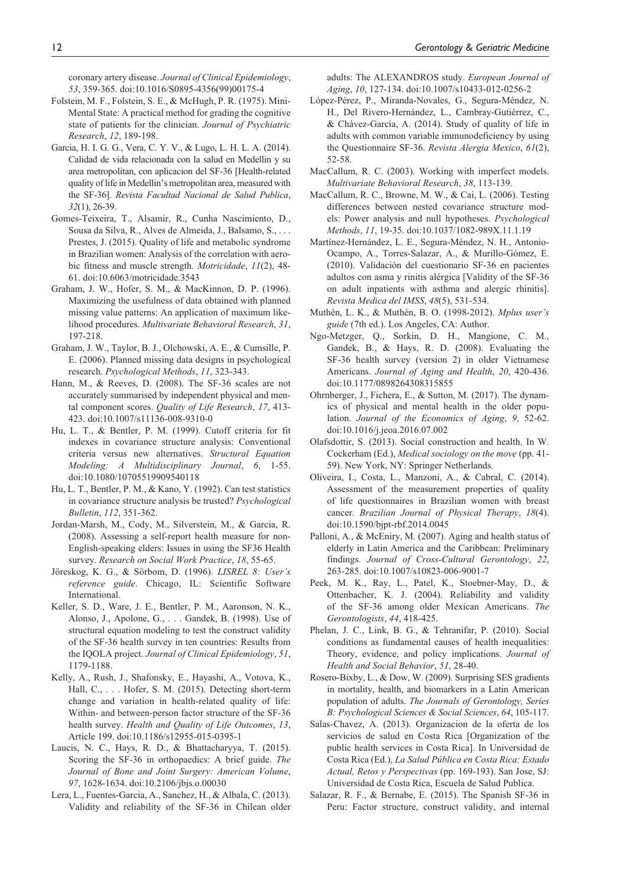coronary artery disease. *Journal of Clinical Epidemiology*, *53*, 359-365. doi:10.1016/S0895-4356(99)00175-4

Folstein, M. F., Folstein, S. E., & McHugh, P. R. (1975). Mini-Mental State: A practical method for grading the cognitive state of patients for the clinician. *Journal of Psychiatric Research*, *12*, 189-198.

Garcia, H. I. G. G., Vera, C. Y. V., & Lugo, L. H. L. A. (2014). Calidad de vida relacionada con la salud en Medellin y su area metropolitan, con aplicacion del SF-36 [Health-related quality of life in Medellin's metropolitan area, measured with the SF-36]. *Revista Facultad Nacional de Salud Publica*, *32*(1), 26-39.

Gomes-Teixeira, T., Alsamir, R., Cunha Nascimiento, D., Sousa da Silva, R., Alves de Almeida, J., Balsamo, S., . . . Prestes, J. (2015). Quality of life and metabolic syndrome in Brazilian women: Analysis of the correlation with aerobic fitness and muscle strength. *Motricidade*, *11*(2), 48-61. doi:10.6063/motricidade.3543

Graham, J. W., Hofer, S. M., & MacKinnon, D. P. (1996). Maximizing the usefulness of data obtained with planned missing value patterns: An application of maximum likelihood procedures. *Multivariate Behavioral Research*, *31*, 197-218.

Graham, J. W., Taylor, B. J., Olchowski, A. E., & Cumsille, P. E. (2006). Planned missing data designs in psychological research. *Psychological Methods*, *11*, 323-343.

Hann, M., & Reeves, D. (2008). The SF-36 scales are not accurately summarised by independent physical and mental component scores. *Quality of Life Research*, *17*, 413-423. doi:10.1007/s11136-008-9310-0

Hu, L. T., & Bentler, P. M. (1999). Cutoff criteria for fit indexes in covariance structure analysis: Conventional criteria versus new alternatives. *Structural Equation Modeling: A Multidisciplinary Journal*, *6*, 1-55. doi:10.1080/10705519909540118

Hu, L. T., Bentler, P. M., & Kano, Y. (1992). Can test statistics in covariance structure analysis be trusted? *Psychological Bulletin*, *112*, 351-362.

Jordan-Marsh, M., Cody, M., Silverstein, M., & Garcia, R. (2008). Assessing a self-report health measure for non-English-speaking elders: Issues in using the SF36 Health survey. *Research on Social Work Practice*, *18*, 55-65.

Jöreskog, K. G., & Sörbom, D. (1996). *LISREL 8: User's reference guide*. Chicago, IL: Scientific Software International.

Keller, S. D., Ware, J. E., Bentler, P. M., Aaronson, N. K., Alonso, J., Apolone, G., . . . Gandek, B. (1998). Use of structural equation modeling to test the construct validity of the SF-36 health survey in ten countries: Results from the IQOLA project. *Journal of Clinical Epidemiology*, *51*, 1179-1188.

Kelly, A., Rush, J., Shafonsky, E., Hayashi, A., Votova, K., Hall, C., . . . Hofer, S. M. (2015). Detecting short-term change and variation in health-related quality of life: Within- and between-person factor structure of the SF-36 health survey. *Health and Quality of Life Outcomes*, *13*, Article 199. doi:10.1186/s12955-015-0395-1

Laucis, N. C., Hays, R. D., & Bhattacharyya, T. (2015). Scoring the SF-36 in orthopaedics: A brief guide. *The Journal of Bone and Joint Surgery: American Volume*, *97*, 1628-1634. doi:10.2106/jbjs.o.00030

Lera, L., Fuentes-Garcia, A., Sanchez, H., & Albala, C. (2013). Validity and reliability of the SF-36 in Chilean older adults: The ALEXANDROS study. *European Journal of Aging*, *10*, 127-134. doi:10.1007/s10433-012-0256-2

López-Pérez, P., Miranda-Novales, G., Segura-Méndez, N. H., Del Rivero-Hernández, L., Cambray-Gutiérrez, C., & Chávez-García, A. (2014). Study of quality of life in adults with common variable immunodeficiency by using the Questionnaire SF-36. *Revista Alergia Mexico*, *61*(2), 52-58.

MacCallum, R. C. (2003). Working with imperfect models. *Multivariate Behavioral Research*, *38*, 113-139.

MacCallum, R. C., Browne, M. W., & Cai, L. (2006). Testing differences between nested covariance structure models: Power analysis and null hypotheses. *Psychological Methods*, *11*, 19-35. doi:10.1037/1082-989X.11.1.19

Martínez-Hernández, L. E., Segura-Méndez, N. H., Antonio-Ocampo, A., Torres-Salazar, A., & Murillo-Gómez, E. (2010). Validación del cuestionario SF-36 en pacientes adultos con asma y rinitis alérgica [Validity of the SF-36 on adult inpatients with asthma and alergic rhinitis]. *Revista Medica del IMSS*, *48*(5), 531-534.

Muthén, L. K., & Muthén, B. O. (1998-2012). *Mplus user's guide* (7th ed.). Los Angeles, CA: Author.

Ngo-Metzger, Q., Sorkin, D. H., Mangione, C. M., Gandek, B., & Hays, R. D. (2008). Evaluating the SF-36 health survey (version 2) in older Vietnamese Americans. *Journal of Aging and Health*, *20*, 420-436. doi:10.1177/0898264308315855

Ohrnberger, J., Fichera, E., & Sutton, M. (2017). The dynamics of physical and mental health in the older population. *Journal of the Economics of Aging*, *9*, 52-62. doi:10.1016/j.jeoa.2016.07.002

Olafsdottir, S. (2013). Social construction and health. In W. Cockerham (Ed.), *Medical sociology on the move* (pp. 41-59). New York, NY: Springer Netherlands.

Oliveira, I., Costa, L., Manzoni, A., & Cabral, C. (2014). Assessment of the measurement properties of quality of life questionnaires in Brazilian women with breast cancer. *Brazilian Journal of Physical Therapy*, *18*(4). doi:10.1590/bjpt-rbf.2014.0045

Palloni, A., & McEniry, M. (2007). Aging and health status of elderly in Latin America and the Caribbean: Preliminary findings. *Journal of Cross-Cultural Gerontology*, *22*, 263-285. doi:10.1007/s10823-006-9001-7

Peek, M. K., Ray, L., Patel, K., Stoebner-May, D., & Ottenbacher, K. J. (2004). Reliability and validity of the SF-36 among older Mexican Americans. *The Gerontologists*, *44*, 418-425.

Phelan, J. C., Link, B. G., & Tehranifar, P. (2010). Social conditions as fundamental causes of health inequalities: Theory, evidence, and policy implications. *Journal of Health and Social Behavior*, *51*, 28-40.

Rosero-Bixby, L., & Dow, W. (2009). Surprising SES gradients in mortality, health, and biomarkers in a Latin American population of adults. *The Journals of Gerontology, Series B: Psychological Sciences & Social Sciences*, *64*, 105-117.

Salas-Chavez, A. (2013). Organizacion de la oferta de los servicios de salud en Costa Rica [Organization of the public health services in Costa Rica]. In Universidad de Costa Rica (Ed.), *La Salud Pública en Costa Rica: Estado Actual, Retos y Perspectivas* (pp. 169-193). San Jose, SJ: Universidad de Costa Rica, Escuela de Salud Publica.

Salazar, R. F., & Bernabe, E. (2015). The Spanish SF-36 in Peru: Factor structure, construct validity, and internal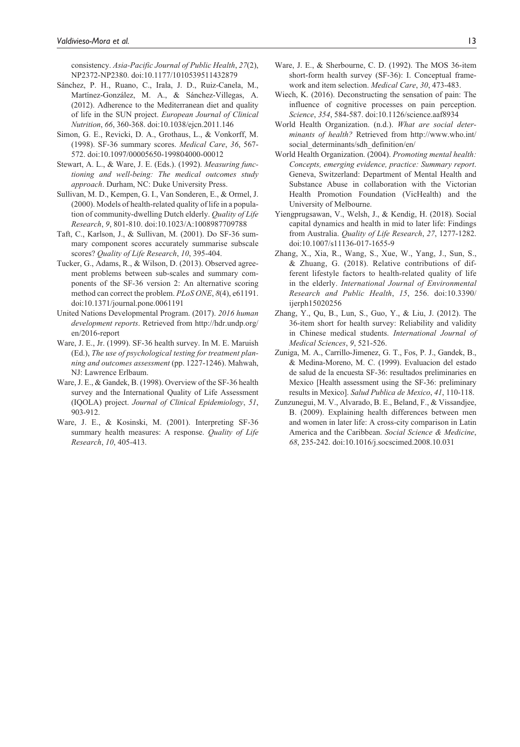consistency. *Asia-Pacific Journal of Public Health*, *27*(2), NP2372-NP2380. doi:10.1177/1010539511432879

Sánchez, P. H., Ruano, C., Irala, J. D., Ruiz-Canela, M., Martínez-González, M. A., & Sánchez-Villegas, A. (2012). Adherence to the Mediterranean diet and quality of life in the SUN project. *European Journal of Clinical Nutrition*, *66*, 360-368. doi:10.1038/ejcn.2011.146

Simon, G. E., Revicki, D. A., Grothaus, L., & Vonkorff, M. (1998). SF-36 summary scores. *Medical Care*, *36*, 567-572. doi:10.1097/00005650-199804000-00012

Stewart, A. L., & Ware, J. E. (Eds.). (1992). *Measuring functioning and well-being: The medical outcomes study approach*. Durham, NC: Duke University Press.

Sullivan, M. D., Kempen, G. I., Van Sonderen, E., & Ormel, J. (2000). Models of health-related quality of life in a population of community-dwelling Dutch elderly. *Quality of Life Research*, *9*, 801-810. doi:10.1023/A:1008987709788

Taft, C., Karlson, J., & Sullivan, M. (2001). Do SF-36 summary component scores accurately summarise subscale scores? *Quality of Life Research*, *10*, 395-404.

Tucker, G., Adams, R., & Wilson, D. (2013). Observed agreement problems between sub-scales and summary components of the SF-36 version 2: An alternative scoring method can correct the problem. *PLoS ONE*, *8*(4), e61191. doi:10.1371/journal.pone.0061191

United Nations Developmental Program. (2017). *2016 human development reports*. Retrieved from http://hdr.undp.org/en/2016-report

Ware, J. E., Jr. (1999). SF-36 health survey. In M. E. Maruish (Ed.), *The use of psychological testing for treatment planning and outcomes assessment* (pp. 1227-1246). Mahwah, NJ: Lawrence Erlbaum.

Ware, J. E., & Gandek, B. (1998). Overview of the SF-36 health survey and the International Quality of Life Assessment (IQOLA) project. *Journal of Clinical Epidemiology*, *51*, 903-912.

Ware, J. E., & Kosinski, M. (2001). Interpreting SF-36 summary health measures: A response. *Quality of Life Research*, *10*, 405-413.

Ware, J. E., & Sherbourne, C. D. (1992). The MOS 36-item short-form health survey (SF-36): I. Conceptual framework and item selection. *Medical Care*, *30*, 473-483.

Wiech, K. (2016). Deconstructing the sensation of pain: The influence of cognitive processes on pain perception. *Science*, *354*, 584-587. doi:10.1126/science.aaf8934

World Health Organization. (n.d.). *What are social determinants of health?* Retrieved from http://www.who.int/social_determinants/sdh_definition/en/

World Health Organization. (2004). *Promoting mental health: Concepts, emerging evidence, practice: Summary report*. Geneva, Switzerland: Department of Mental Health and Substance Abuse in collaboration with the Victorian Health Promotion Foundation (VicHealth) and the University of Melbourne.

Yiengprugsawan, V., Welsh, J., & Kendig, H. (2018). Social capital dynamics and health in mid to later life: Findings from Australia. *Quality of Life Research*, *27*, 1277-1282. doi:10.1007/s11136-017-1655-9

Zhang, X., Xia, R., Wang, S., Xue, W., Yang, J., Sun, S., & Zhuang, G. (2018). Relative contributions of different lifestyle factors to health-related quality of life in the elderly. *International Journal of Environmental Research and Public Health*, *15*, 256. doi:10.3390/ijerph15020256

Zhang, Y., Qu, B., Lun, S., Guo, Y., & Liu, J. (2012). The 36-item short for health survey: Reliability and validity in Chinese medical students. *International Journal of Medical Sciences*, *9*, 521-526.

Zuniga, M. A., Carrillo-Jimenez, G. T., Fos, P. J., Gandek, B., & Medina-Moreno, M. C. (1999). Evaluacion del estado de salud de la encuesta SF-36: resultados preliminaries en Mexico [Health assessment using the SF-36: preliminary results in Mexico]. *Salud Publica de Mexico*, *41*, 110-118.

Zunzunegui, M. V., Alvarado, B. E., Beland, F., & Vissandjee, B. (2009). Explaining health differences between men and women in later life: A cross-city comparison in Latin America and the Caribbean. *Social Science & Medicine*, *68*, 235-242. doi:10.1016/j.socscimed.2008.10.031